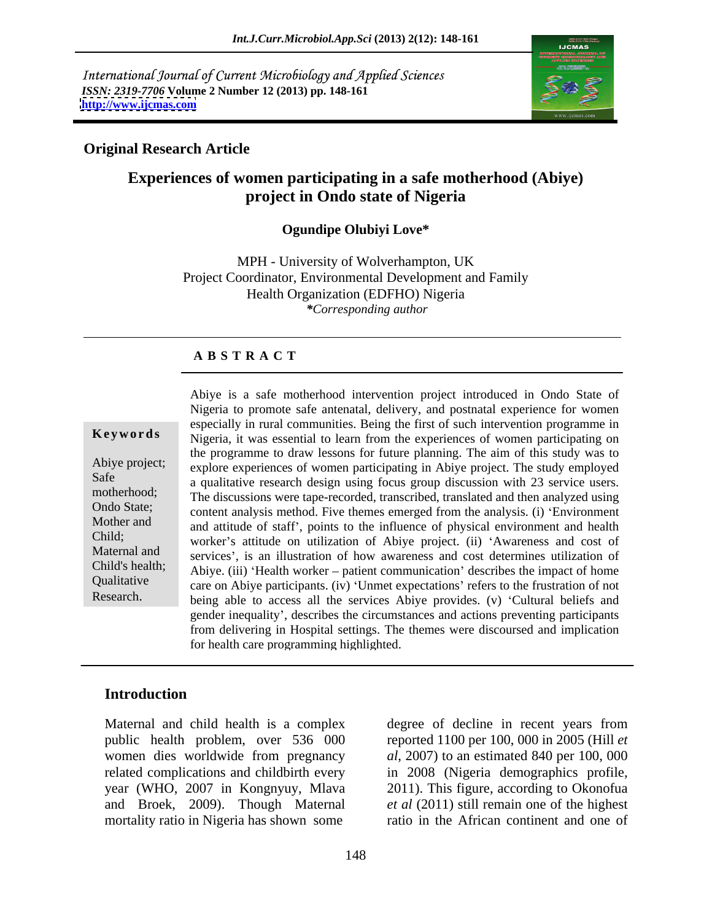*International Journal of Current Microbiology and Applied Sciences*
*ISSN: 2319-7706* **Volume 2 Number 12 (2013) pp. 148-161**
**http://www.ijcmas.com**

**Original Research Article**

# Experiences of women participating in a safe motherhood (Abiye) project in Ondo state of Nigeria

**Ogundipe Olubiyi Love***

MPH - University of Wolverhampton, UK
Project Coordinator, Environmental Development and Family Health Organization (EDFHO) Nigeria
*\*Corresponding author*

## ABSTRACT

**Keywords**

Abiye project; Safe motherhood; Ondo State; Mother and Child; Maternal and Child's health; Qualitative Research.

Abiye is a safe motherhood intervention project introduced in Ondo State of Nigeria to promote safe antenatal, delivery, and postnatal experience for women especially in rural communities. Being the first of such intervention programme in Nigeria, it was essential to learn from the experiences of women participating on the programme to draw lessons for future planning. The aim of this study was to explore experiences of women participating in Abiye project. The study employed a qualitative research design using focus group discussion with 23 service users. The discussions were tape-recorded, transcribed, translated and then analyzed using content analysis method. Five themes emerged from the analysis. (i) 'Environment and attitude of staff', points to the influence of physical environment and health worker's attitude on utilization of Abiye project. (ii) 'Awareness and cost of services', is an illustration of how awareness and cost determines utilization of Abiye. (iii) 'Health worker – patient communication' describes the impact of home care on Abiye participants. (iv) 'Unmet expectations' refers to the frustration of not being able to access all the services Abiye provides. (v) 'Cultural beliefs and gender inequality', describes the circumstances and actions preventing participants from delivering in Hospital settings. The themes were discoursed and implication for health care programming highlighted.

## Introduction

Maternal and child health is a complex public health problem, over 536 000 women dies worldwide from pregnancy related complications and childbirth every year (WHO, 2007 in Kongnyuy, Mlava and Broek, 2009). Though Maternal mortality ratio in Nigeria has shown some degree of decline in recent years from reported 1100 per 100, 000 in 2005 (Hill *et al*, 2007) to an estimated 840 per 100, 000 in 2008 (Nigeria demographics profile, 2011). This figure, according to Okonofua *et al* (2011) still remain one of the highest ratio in the African continent and one of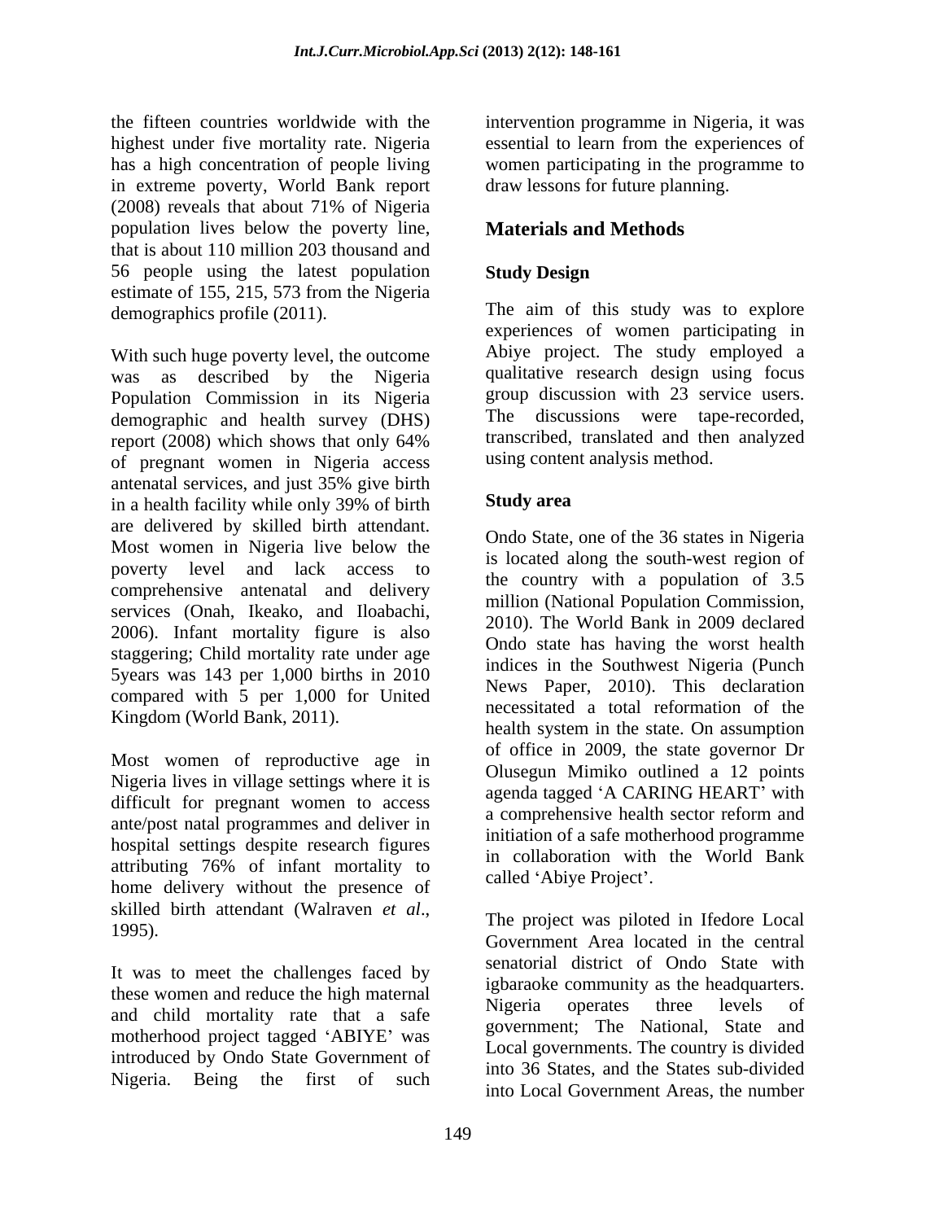the fifteen countries worldwide with the highest under five mortality rate. Nigeria has a high concentration of people living in extreme poverty, World Bank report (2008) reveals that about 71% of Nigeria population lives below the poverty line, that is about 110 million 203 thousand and 56 people using the latest population estimate of 155, 215, 573 from the Nigeria demographics profile (2011).

With such huge poverty level, the outcome was as described by the Nigeria Population Commission in its Nigeria demographic and health survey (DHS) report (2008) which shows that only 64% of pregnant women in Nigeria access antenatal services, and just 35% give birth in a health facility while only 39% of birth are delivered by skilled birth attendant. Most women in Nigeria live below the poverty level and lack access to comprehensive antenatal and delivery services (Onah, Ikeako, and Iloabachi, 2006). Infant mortality figure is also staggering; Child mortality rate under age 5years was 143 per 1,000 births in 2010 compared with 5 per 1,000 for United Kingdom (World Bank, 2011).

Most women of reproductive age in Nigeria lives in village settings where it is difficult for pregnant women to access ante/post natal programmes and deliver in hospital settings despite research figures attributing 76% of infant mortality to home delivery without the presence of skilled birth attendant (Walraven *et al*., 1995).

It was to meet the challenges faced by these women and reduce the high maternal and child mortality rate that a safe motherhood project tagged 'ABIYE' was introduced by Ondo State Government of Nigeria. Being the first of such intervention programme in Nigeria, it was essential to learn from the experiences of women participating in the programme to draw lessons for future planning.

## Materials and Methods

### Study Design

The aim of this study was to explore experiences of women participating in Abiye project. The study employed a qualitative research design using focus group discussion with 23 service users. The discussions were tape-recorded, transcribed, translated and then analyzed using content analysis method.

### Study area

Ondo State, one of the 36 states in Nigeria is located along the south-west region of the country with a population of 3.5 million (National Population Commission, 2010). The World Bank in 2009 declared Ondo state has having the worst health indices in the Southwest Nigeria (Punch News Paper, 2010). This declaration necessitated a total reformation of the health system in the state. On assumption of office in 2009, the state governor Dr Olusegun Mimiko outlined a 12 points agenda tagged 'A CARING HEART' with a comprehensive health sector reform and initiation of a safe motherhood programme in collaboration with the World Bank called 'Abiye Project'.

The project was piloted in Ifedore Local Government Area located in the central senatorial district of Ondo State with igbaraoke community as the headquarters. Nigeria operates three levels of government; The National, State and Local governments. The country is divided into 36 States, and the States sub-divided into Local Government Areas, the number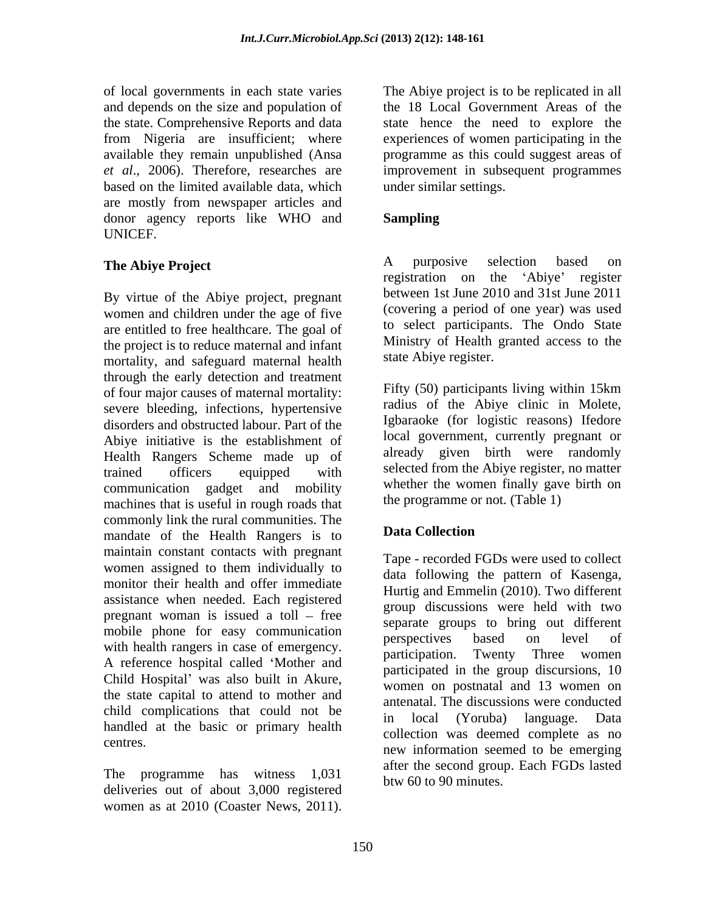of local governments in each state varies and depends on the size and population of the state. Comprehensive Reports and data from Nigeria are insufficient; where available they remain unpublished (Ansa *et al*., 2006). Therefore, researches are based on the limited available data, which are mostly from newspaper articles and donor agency reports like WHO and UNICEF.

## The Abiye Project

By virtue of the Abiye project, pregnant women and children under the age of five are entitled to free healthcare. The goal of the project is to reduce maternal and infant mortality, and safeguard maternal health through the early detection and treatment of four major causes of maternal mortality: severe bleeding, infections, hypertensive disorders and obstructed labour. Part of the Abiye initiative is the establishment of Health Rangers Scheme made up of trained officers equipped with communication gadget and mobility machines that is useful in rough roads that commonly link the rural communities. The mandate of the Health Rangers is to maintain constant contacts with pregnant women assigned to them individually to monitor their health and offer immediate assistance when needed. Each registered pregnant woman is issued a toll – free mobile phone for easy communication with health rangers in case of emergency. A reference hospital called 'Mother and Child Hospital' was also built in Akure, the state capital to attend to mother and child complications that could not be handled at the basic or primary health centres.

The programme has witness 1,031 deliveries out of about 3,000 registered women as at 2010 (Coaster News, 2011). The Abiye project is to be replicated in all the 18 Local Government Areas of the state hence the need to explore the experiences of women participating in the programme as this could suggest areas of improvement in subsequent programmes under similar settings.

## Sampling

A purposive selection based on registration on the 'Abiye' register between 1st June 2010 and 31st June 2011 (covering a period of one year) was used to select participants. The Ondo State Ministry of Health granted access to the state Abiye register.

Fifty (50) participants living within 15km radius of the Abiye clinic in Molete, Igbaraoke (for logistic reasons) Ifedore local government, currently pregnant or already given birth were randomly selected from the Abiye register, no matter whether the women finally gave birth on the programme or not. (Table 1)

## Data Collection

Tape - recorded FGDs were used to collect data following the pattern of Kasenga, Hurtig and Emmelin (2010). Two different group discussions were held with two separate groups to bring out different perspectives based on level of participation. Twenty Three women participated in the group discursions, 10 women on postnatal and 13 women on antenatal. The discussions were conducted in local (Yoruba) language. Data collection was deemed complete as no new information seemed to be emerging after the second group. Each FGDs lasted btw 60 to 90 minutes.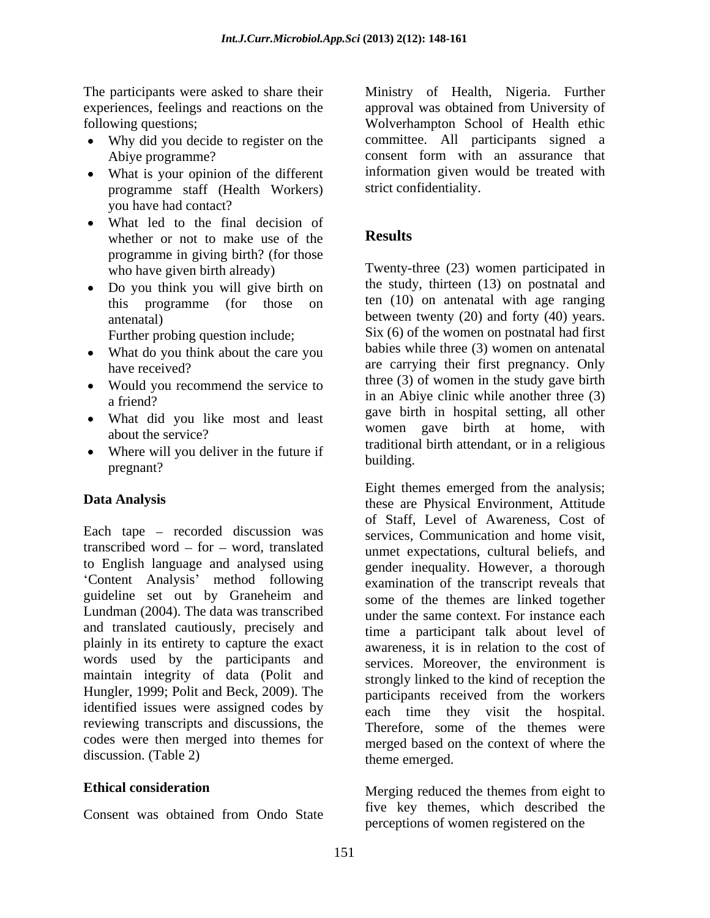The participants were asked to share their experiences, feelings and reactions on the following questions;

- Why did you decide to register on the Abiye programme?
- What is your opinion of the different programme staff (Health Workers) you have had contact?
- What led to the final decision of whether or not to make use of the programme in giving birth? (for those who have given birth already)
- Do you think you will give birth on this programme (for those on antenatal)

  Further probing question include;

- What do you think about the care you have received?
- Would you recommend the service to a friend?
- What did you like most and least about the service?
- Where will you deliver in the future if pregnant?

### Data Analysis

Each tape – recorded discussion was transcribed word – for – word, translated to English language and analysed using 'Content Analysis' method following guideline set out by Graneheim and Lundman (2004). The data was transcribed and translated cautiously, precisely and plainly in its entirety to capture the exact words used by the participants and maintain integrity of data (Polit and Hungler, 1999; Polit and Beck, 2009). The identified issues were assigned codes by reviewing transcripts and discussions, the codes were then merged into themes for discussion. (Table 2)

### Ethical consideration

Consent was obtained from Ondo State Ministry of Health, Nigeria. Further approval was obtained from University of Wolverhampton School of Health ethic committee. All participants signed a consent form with an assurance that information given would be treated with strict confidentiality.

## Results

Twenty-three (23) women participated in the study, thirteen (13) on postnatal and ten (10) on antenatal with age ranging between twenty (20) and forty (40) years. Six (6) of the women on postnatal had first babies while three (3) women on antenatal are carrying their first pregnancy. Only three (3) of women in the study gave birth in an Abiye clinic while another three (3) gave birth in hospital setting, all other women gave birth at home, with traditional birth attendant, or in a religious building.

Eight themes emerged from the analysis; these are Physical Environment, Attitude of Staff, Level of Awareness, Cost of services, Communication and home visit, unmet expectations, cultural beliefs, and gender inequality. However, a thorough examination of the transcript reveals that some of the themes are linked together under the same context. For instance each time a participant talk about level of awareness, it is in relation to the cost of services. Moreover, the environment is strongly linked to the kind of reception the participants received from the workers each time they visit the hospital. Therefore, some of the themes were merged based on the context of where the theme emerged.

Merging reduced the themes from eight to five key themes, which described the perceptions of women registered on the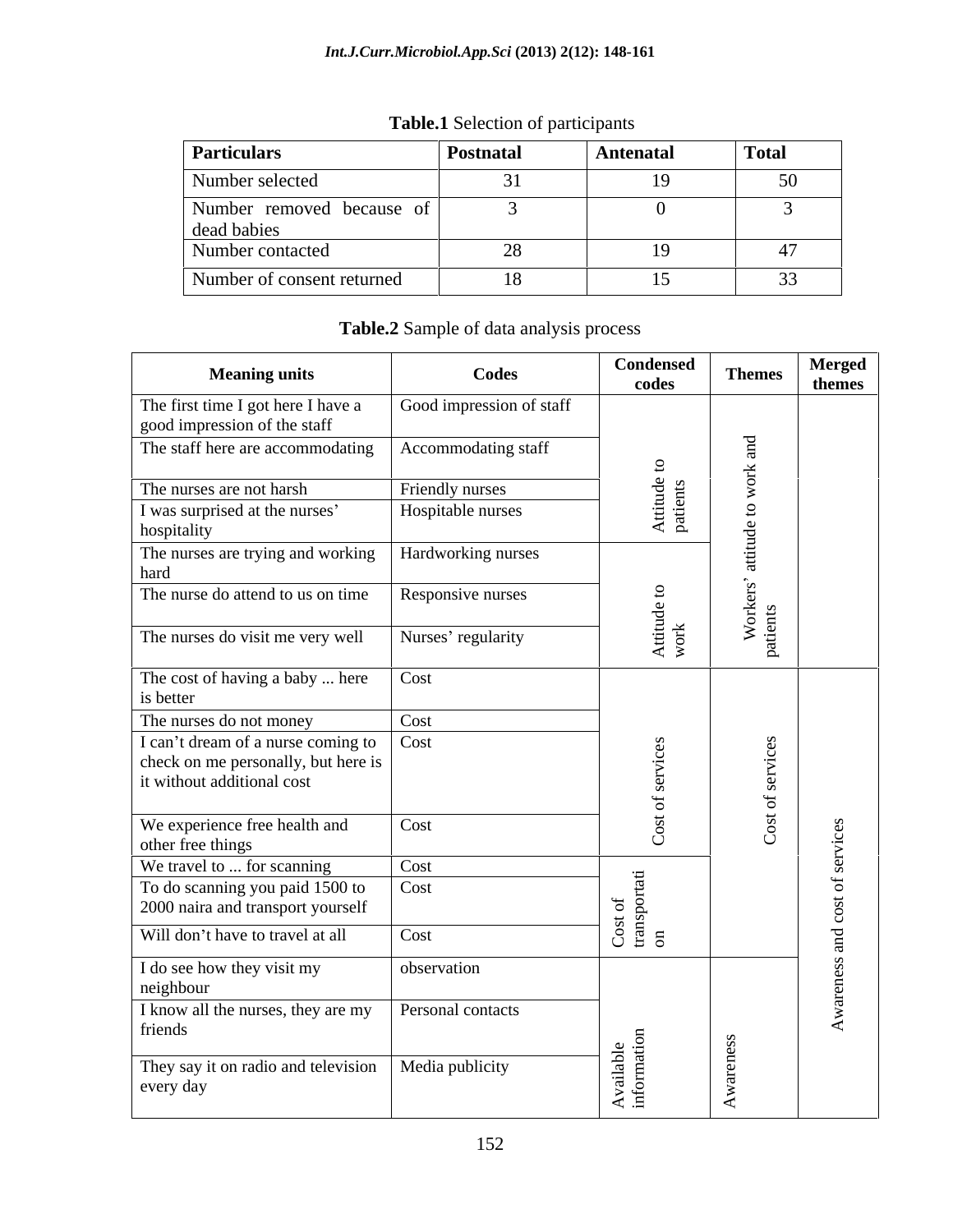**Table.1** Selection of participants

| Particulars | Postnatal | Antenatal | Total |
|---|---|---|---|
| Number selected | 31 | 19 | 50 |
| Number removed because of dead babies | 3 | 0 | 3 |
| Number contacted | 28 | 19 | 47 |
| Number of consent returned | 18 | 15 | 33 |

**Table.2** Sample of data analysis process

| Meaning units | Codes | Condensed codes | Themes | Merged themes |
|---|---|---|---|---|
| The first time I got here I have a good impression of the staff | Good impression of staff | Attitude to patients | Workers' attitude to work and patients | |
| The staff here are accommodating | Accommodating staff | | | |
| The nurses are not harsh | Friendly nurses | | | |
| I was surprised at the nurses' hospitality | Hospitable nurses | | | |
| The nurses are trying and working hard | Hardworking nurses | Attitude to work | | |
| The nurse do attend to us on time | Responsive nurses | | | |
| The nurses do visit me very well | Nurses' regularity | | | |
| The cost of having a baby ... here is better | Cost | Cost of services | Cost of services | Awareness and cost of services |
| The nurses do not money | Cost | | | |
| I can't dream of a nurse coming to check on me personally, but here is it without additional cost | Cost | | | |
| We experience free health and other free things | Cost | | | |
| We travel to ... for scanning | Cost | Cost of transportation | | |
| To do scanning you paid 1500 to 2000 naira and transport yourself | Cost | | | |
| Will don't have to travel at all | Cost | | | |
| I do see how they visit my neighbour | observation | Available information | Awareness | |
| I know all the nurses, they are my friends | Personal contacts | | | |
| They say it on radio and television every day | Media publicity | | | |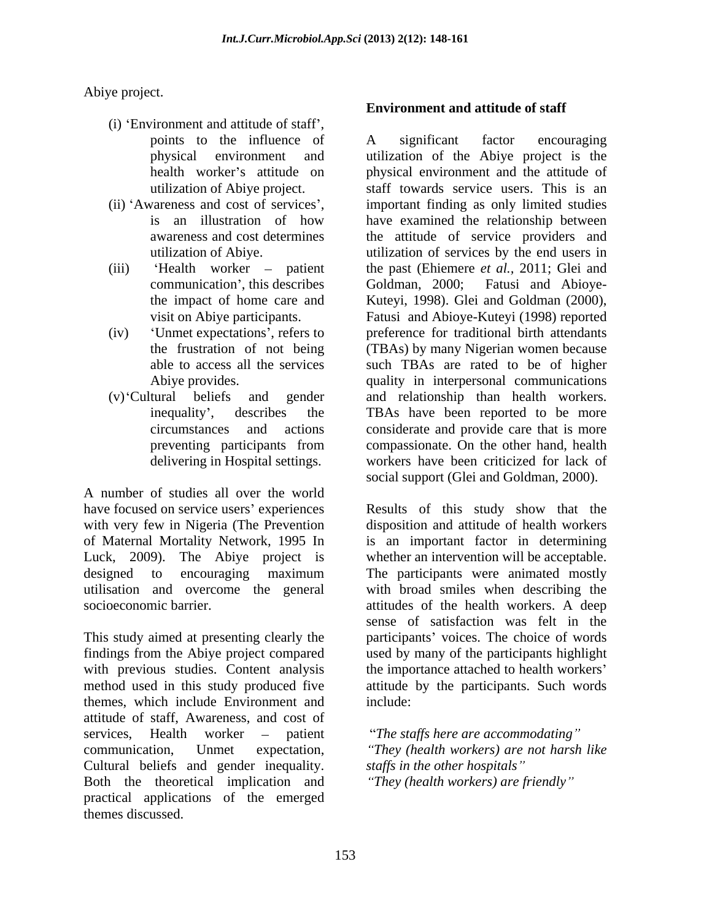Abiye project.

(i) 'Environment and attitude of staff', points to the influence of physical environment and health worker's attitude on utilization of Abiye project.

(ii) 'Awareness and cost of services', is an illustration of how awareness and cost determines utilization of Abiye.

(iii) 'Health worker – patient communication', this describes the impact of home care and visit on Abiye participants.

(iv) 'Unmet expectations', refers to the frustration of not being able to access all the services Abiye provides.

(v) 'Cultural beliefs and gender inequality', describes the circumstances and actions preventing participants from delivering in Hospital settings.

A number of studies all over the world have focused on service users' experiences with very few in Nigeria (The Prevention of Maternal Mortality Network, 1995 In Luck, 2009). The Abiye project is designed to encouraging maximum utilisation and overcome the general socioeconomic barrier.

This study aimed at presenting clearly the findings from the Abiye project compared with previous studies. Content analysis method used in this study produced five themes, which include Environment and attitude of staff, Awareness, and cost of services, Health worker – patient communication, Unmet expectation, Cultural beliefs and gender inequality. Both the theoretical implication and practical applications of the emerged themes discussed.

### Environment and attitude of staff

A significant factor encouraging utilization of the Abiye project is the physical environment and the attitude of staff towards service users. This is an important finding as only limited studies have examined the relationship between the attitude of service providers and utilization of services by the end users in the past (Ehiemere *et al.,* 2011; Glei and Goldman, 2000; Fatusi and Abioye-Kuteyi, 1998). Glei and Goldman (2000), Fatusi and Abioye-Kuteyi (1998) reported preference for traditional birth attendants (TBAs) by many Nigerian women because such TBAs are rated to be of higher quality in interpersonal communications and relationship than health workers. TBAs have been reported to be more considerate and provide care that is more compassionate. On the other hand, health workers have been criticized for lack of social support (Glei and Goldman, 2000).

Results of this study show that the disposition and attitude of health workers is an important factor in determining whether an intervention will be acceptable. The participants were animated mostly with broad smiles when describing the attitudes of the health workers. A deep sense of satisfaction was felt in the participants' voices. The choice of words used by many of the participants highlight the importance attached to health workers' attitude by the participants. Such words include:

*"The staffs here are accommodating"*
*"They (health workers) are not harsh like staffs in the other hospitals"*
*"They (health workers) are friendly"*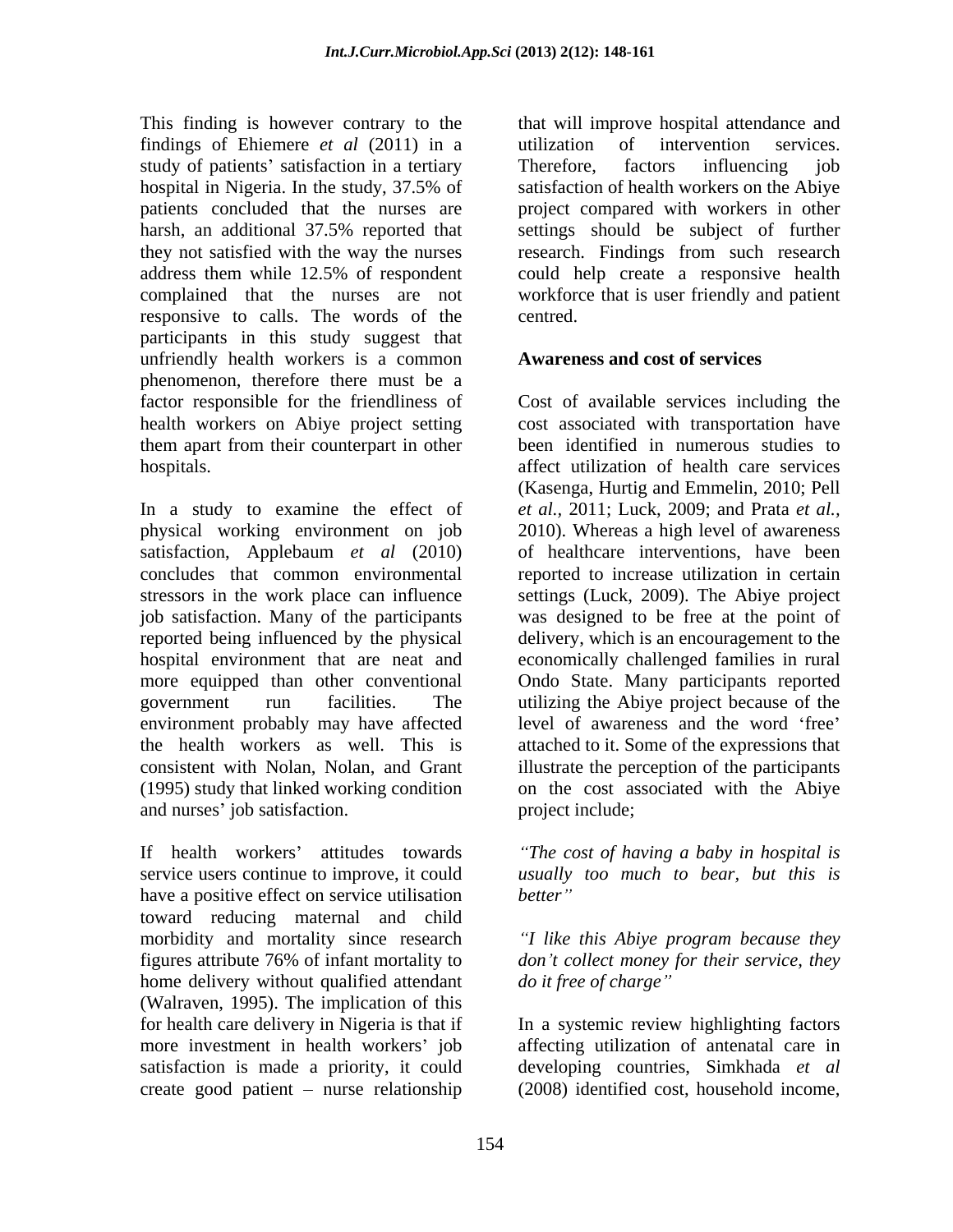This finding is however contrary to the findings of Ehiemere *et al* (2011) in a study of patients' satisfaction in a tertiary hospital in Nigeria. In the study, 37.5% of patients concluded that the nurses are harsh, an additional 37.5% reported that they not satisfied with the way the nurses address them while 12.5% of respondent complained that the nurses are not responsive to calls. The words of the participants in this study suggest that unfriendly health workers is a common phenomenon, therefore there must be a factor responsible for the friendliness of health workers on Abiye project setting them apart from their counterpart in other hospitals.

In a study to examine the effect of physical working environment on job satisfaction, Applebaum *et al* (2010) concludes that common environmental stressors in the work place can influence job satisfaction. Many of the participants reported being influenced by the physical hospital environment that are neat and more equipped than other conventional government run facilities. The environment probably may have affected the health workers as well. This is consistent with Nolan, Nolan, and Grant (1995) study that linked working condition and nurses' job satisfaction.

If health workers' attitudes towards service users continue to improve, it could have a positive effect on service utilisation toward reducing maternal and child morbidity and mortality since research figures attribute 76% of infant mortality to home delivery without qualified attendant (Walraven, 1995). The implication of this for health care delivery in Nigeria is that if more investment in health workers' job satisfaction is made a priority, it could create good patient – nurse relationship that will improve hospital attendance and utilization of intervention services. Therefore, factors influencing job satisfaction of health workers on the Abiye project compared with workers in other settings should be subject of further research. Findings from such research could help create a responsive health workforce that is user friendly and patient centred.

## Awareness and cost of services

Cost of available services including the cost associated with transportation have been identified in numerous studies to affect utilization of health care services (Kasenga, Hurtig and Emmelin, 2010; Pell *et al.*, 2011; Luck, 2009; and Prata *et al.*, 2010). Whereas a high level of awareness of healthcare interventions, have been reported to increase utilization in certain settings (Luck, 2009). The Abiye project was designed to be free at the point of delivery, which is an encouragement to the economically challenged families in rural Ondo State. Many participants reported utilizing the Abiye project because of the level of awareness and the word 'free' attached to it. Some of the expressions that illustrate the perception of the participants on the cost associated with the Abiye project include;

*"The cost of having a baby in hospital is usually too much to bear, but this is better"*

*"I like this Abiye program because they don't collect money for their service, they do it free of charge"*

In a systemic review highlighting factors affecting utilization of antenatal care in developing countries, Simkhada *et al* (2008) identified cost, household income,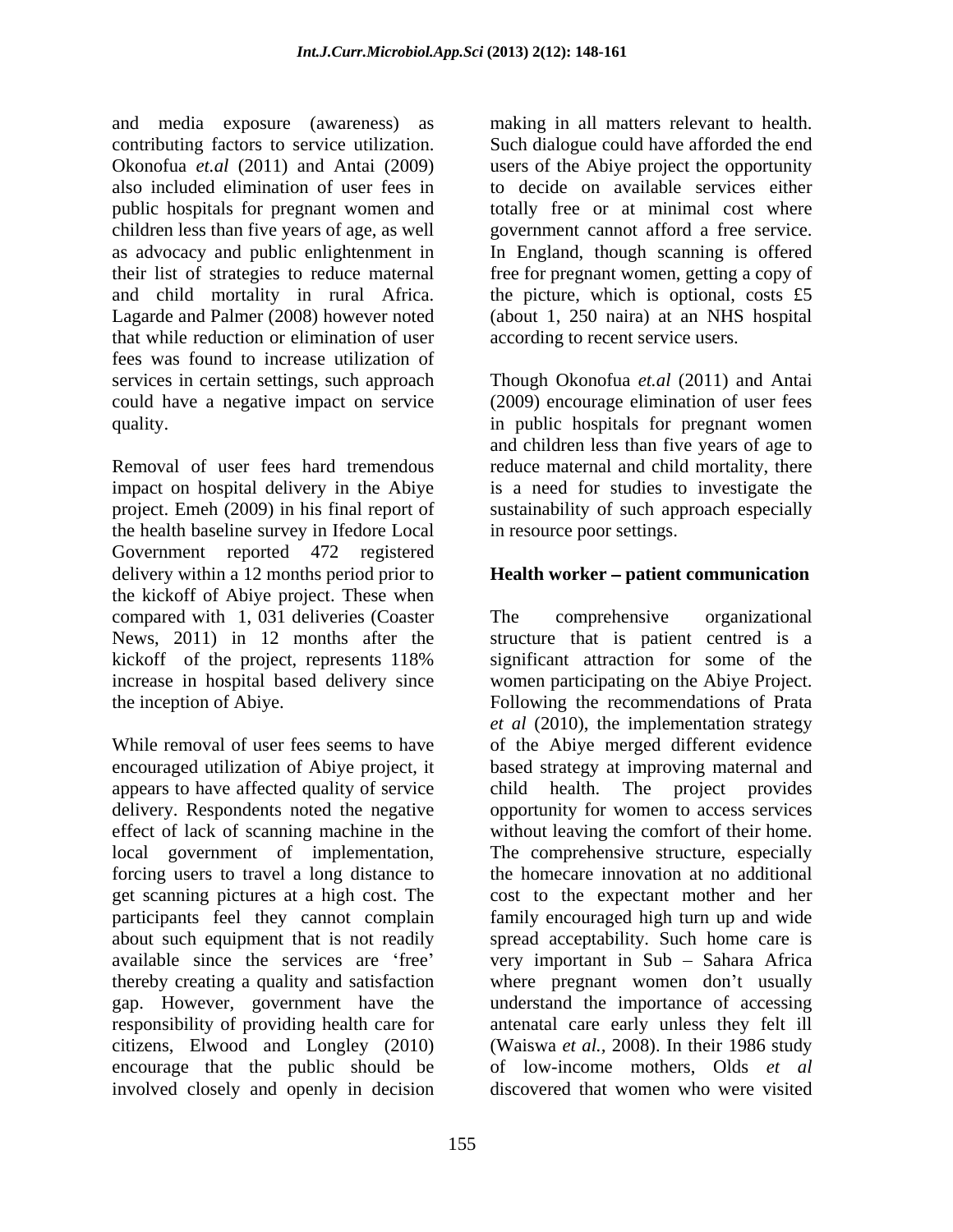and media exposure (awareness) as contributing factors to service utilization. Okonofua *et.al* (2011) and Antai (2009) also included elimination of user fees in public hospitals for pregnant women and children less than five years of age, as well as advocacy and public enlightenment in their list of strategies to reduce maternal and child mortality in rural Africa. Lagarde and Palmer (2008) however noted that while reduction or elimination of user fees was found to increase utilization of services in certain settings, such approach could have a negative impact on service quality.

Removal of user fees hard tremendous impact on hospital delivery in the Abiye project. Emeh (2009) in his final report of the health baseline survey in Ifedore Local Government reported 472 registered delivery within a 12 months period prior to the kickoff of Abiye project. These when compared with 1, 031 deliveries (Coaster News, 2011) in 12 months after the kickoff of the project, represents 118% increase in hospital based delivery since the inception of Abiye.

While removal of user fees seems to have encouraged utilization of Abiye project, it appears to have affected quality of service delivery. Respondents noted the negative effect of lack of scanning machine in the local government of implementation, forcing users to travel a long distance to get scanning pictures at a high cost. The participants feel they cannot complain about such equipment that is not readily available since the services are 'free' thereby creating a quality and satisfaction gap. However, government have the responsibility of providing health care for citizens, Elwood and Longley (2010) encourage that the public should be involved closely and openly in decision making in all matters relevant to health. Such dialogue could have afforded the end users of the Abiye project the opportunity to decide on available services either totally free or at minimal cost where government cannot afford a free service. In England, though scanning is offered free for pregnant women, getting a copy of the picture, which is optional, costs £5 (about 1, 250 naira) at an NHS hospital according to recent service users.

Though Okonofua *et.al* (2011) and Antai (2009) encourage elimination of user fees in public hospitals for pregnant women and children less than five years of age to reduce maternal and child mortality, there is a need for studies to investigate the sustainability of such approach especially in resource poor settings.

## Health worker – patient communication

The comprehensive organizational structure that is patient centred is a significant attraction for some of the women participating on the Abiye Project. Following the recommendations of Prata *et al* (2010), the implementation strategy of the Abiye merged different evidence based strategy at improving maternal and child health. The project provides opportunity for women to access services without leaving the comfort of their home. The comprehensive structure, especially the homecare innovation at no additional cost to the expectant mother and her family encouraged high turn up and wide spread acceptability. Such home care is very important in Sub – Sahara Africa where pregnant women don't usually understand the importance of accessing antenatal care early unless they felt ill (Waiswa *et al.,* 2008). In their 1986 study of low-income mothers, Olds *et al* discovered that women who were visited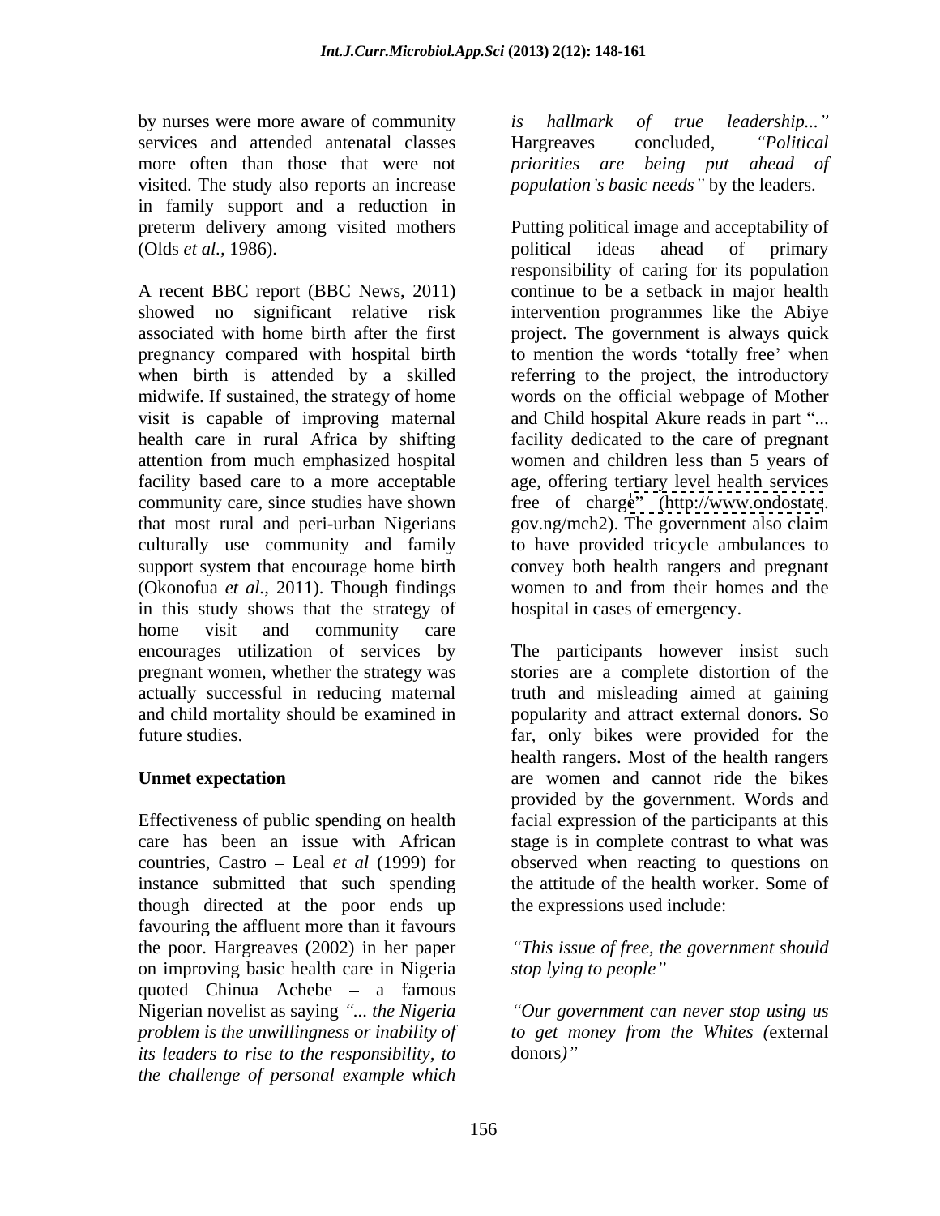by nurses were more aware of community services and attended antenatal classes more often than those that were not visited. The study also reports an increase in family support and a reduction in preterm delivery among visited mothers (Olds *et al.,* 1986).

A recent BBC report (BBC News, 2011) showed no significant relative risk associated with home birth after the first pregnancy compared with hospital birth when birth is attended by a skilled midwife. If sustained, the strategy of home visit is capable of improving maternal health care in rural Africa by shifting attention from much emphasized hospital facility based care to a more acceptable community care, since studies have shown that most rural and peri-urban Nigerians culturally use community and family support system that encourage home birth (Okonofua *et al.,* 2011). Though findings in this study shows that the strategy of home visit and community care encourages utilization of services by pregnant women, whether the strategy was actually successful in reducing maternal and child mortality should be examined in future studies.

**Unmet expectation**

Effectiveness of public spending on health care has been an issue with African countries, Castro – Leal *et al* (1999) for instance submitted that such spending though directed at the poor ends up favouring the affluent more than it favours the poor. Hargreaves (2002) in her paper on improving basic health care in Nigeria quoted Chinua Achebe – a famous Nigerian novelist as saying *"... the Nigeria problem is the unwillingness or inability of its leaders to rise to the responsibility, to the challenge of personal example which is hallmark of true leadership..."* Hargreaves concluded, *"Political priorities are being put ahead of population's basic needs"* by the leaders.

Putting political image and acceptability of political ideas ahead of primary responsibility of caring for its population continue to be a setback in major health intervention programmes like the Abiye project. The government is always quick to mention the words 'totally free' when referring to the project, the introductory words on the official webpage of Mother and Child hospital Akure reads in part "... facility dedicated to the care of pregnant women and children less than 5 years of age, offering tertiary level health services free of charge" (http://www.ondostate.gov.ng/mch2). The government also claim to have provided tricycle ambulances to convey both health rangers and pregnant women to and from their homes and the hospital in cases of emergency.

The participants however insist such stories are a complete distortion of the truth and misleading aimed at gaining popularity and attract external donors. So far, only bikes were provided for the health rangers. Most of the health rangers are women and cannot ride the bikes provided by the government. Words and facial expression of the participants at this stage is in complete contrast to what was observed when reacting to questions on the attitude of the health worker. Some of the expressions used include:

*"This issue of free, the government should stop lying to people"*

*"Our government can never stop using us to get money from the Whites (*external donors*)"*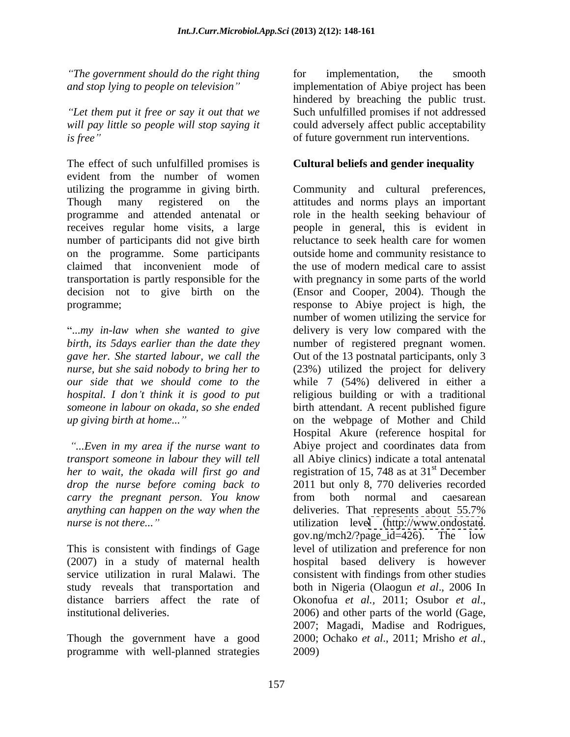*"The government should do the right thing and stop lying to people on television"*

*"Let them put it free or say it out that we will pay little so people will stop saying it is free"*

The effect of such unfulfilled promises is evident from the number of women utilizing the programme in giving birth. Though many registered on the programme and attended antenatal or receives regular home visits, a large number of participants did not give birth on the programme. Some participants claimed that inconvenient mode of transportation is partly responsible for the decision not to give birth on the programme;

"*...my in-law when she wanted to give birth, its 5days earlier than the date they gave her. She started labour, we call the nurse, but she said nobody to bring her to our side that we should come to the hospital. I don't think it is good to put someone in labour on okada, so she ended up giving birth at home..."*

*"...Even in my area if the nurse want to transport someone in labour they will tell her to wait, the okada will first go and drop the nurse before coming back to carry the pregnant person. You know anything can happen on the way when the nurse is not there..."*

This is consistent with findings of Gage (2007) in a study of maternal health service utilization in rural Malawi. The study reveals that transportation and distance barriers affect the rate of institutional deliveries.

Though the government have a good programme with well-planned strategies for implementation, the smooth implementation of Abiye project has been hindered by breaching the public trust. Such unfulfilled promises if not addressed could adversely affect public acceptability of future government run interventions.

**Cultural beliefs and gender inequality**

Community and cultural preferences, attitudes and norms plays an important role in the health seeking behaviour of people in general, this is evident in reluctance to seek health care for women outside home and community resistance to the use of modern medical care to assist with pregnancy in some parts of the world (Ensor and Cooper, 2004). Though the response to Abiye project is high, the number of women utilizing the service for delivery is very low compared with the number of registered pregnant women. Out of the 13 postnatal participants, only 3 (23%) utilized the project for delivery while 7 (54%) delivered in either a religious building or with a traditional birth attendant. A recent published figure on the webpage of Mother and Child Hospital Akure (reference hospital for Abiye project and coordinates data from all Abiye clinics) indicate a total antenatal registration of 15, 748 as at 31st December 2011 but only 8, 770 deliveries recorded from both normal and caesarean deliveries. That represents about 55.7% utilization level (http://www.ondostate.gov.ng/mch2/?page_id=426). The low level of utilization and preference for non hospital based delivery is however consistent with findings from other studies both in Nigeria (Olaogun *et al*., 2006 In Okonofua *et al.,* 2011; Osubor *et al*., 2006) and other parts of the world (Gage, 2007; Magadi, Madise and Rodrigues, 2000; Ochako *et al*., 2011; Mrisho *et al*., 2009)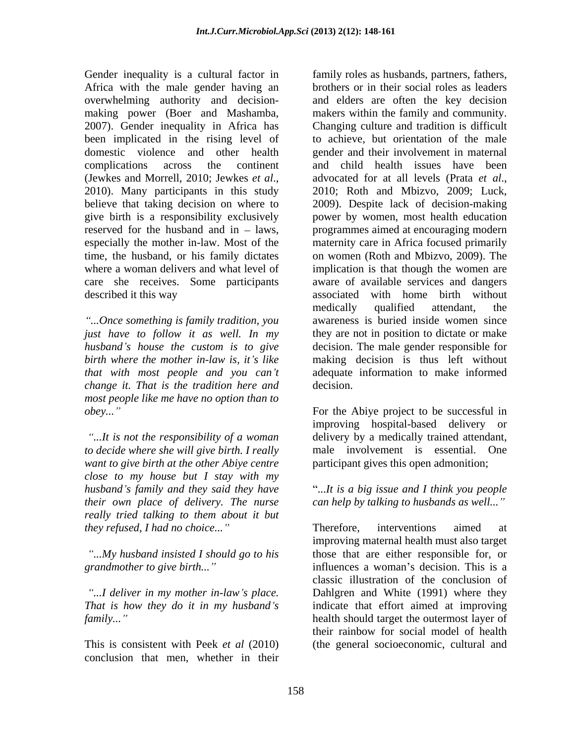Gender inequality is a cultural factor in Africa with the male gender having an overwhelming authority and decision-making power (Boer and Mashamba, 2007). Gender inequality in Africa has been implicated in the rising level of domestic violence and other health complications across the continent (Jewkes and Morrell, 2010; Jewkes *et al*., 2010). Many participants in this study believe that taking decision on where to give birth is a responsibility exclusively reserved for the husband and in – laws, especially the mother in-law. Most of the time, the husband, or his family dictates where a woman delivers and what level of care she receives. Some participants described it this way

*"...Once something is family tradition, you just have to follow it as well. In my husband's house the custom is to give birth where the mother in-law is, it's like that with most people and you can't change it. That is the tradition here and most people like me have no option than to obey..."*

*"...It is not the responsibility of a woman to decide where she will give birth. I really want to give birth at the other Abiye centre close to my house but I stay with my husband's family and they said they have their own place of delivery. The nurse really tried talking to them about it but they refused, I had no choice..."*

*"...My husband insisted I should go to his grandmother to give birth..."*

*"...I deliver in my mother in-law's place. That is how they do it in my husband's family..."*

This is consistent with Peek *et al* (2010) conclusion that men, whether in their family roles as husbands, partners, fathers, brothers or in their social roles as leaders and elders are often the key decision makers within the family and community. Changing culture and tradition is difficult to achieve, but orientation of the male gender and their involvement in maternal and child health issues have been advocated for at all levels (Prata *et al*., 2010; Roth and Mbizvo, 2009; Luck, 2009). Despite lack of decision-making power by women, most health education programmes aimed at encouraging modern maternity care in Africa focused primarily on women (Roth and Mbizvo, 2009). The implication is that though the women are aware of available services and dangers associated with home birth without medically qualified attendant, the awareness is buried inside women since they are not in position to dictate or make decision. The male gender responsible for making decision is thus left without adequate information to make informed decision.

For the Abiye project to be successful in improving hospital-based delivery or delivery by a medically trained attendant, male involvement is essential. One participant gives this open admonition;

"*...It is a big issue and I think you people can help by talking to husbands as well..."*

Therefore, interventions aimed at improving maternal health must also target those that are either responsible for, or influences a woman's decision. This is a classic illustration of the conclusion of Dahlgren and White (1991) where they indicate that effort aimed at improving health should target the outermost layer of their rainbow for social model of health (the general socioeconomic, cultural and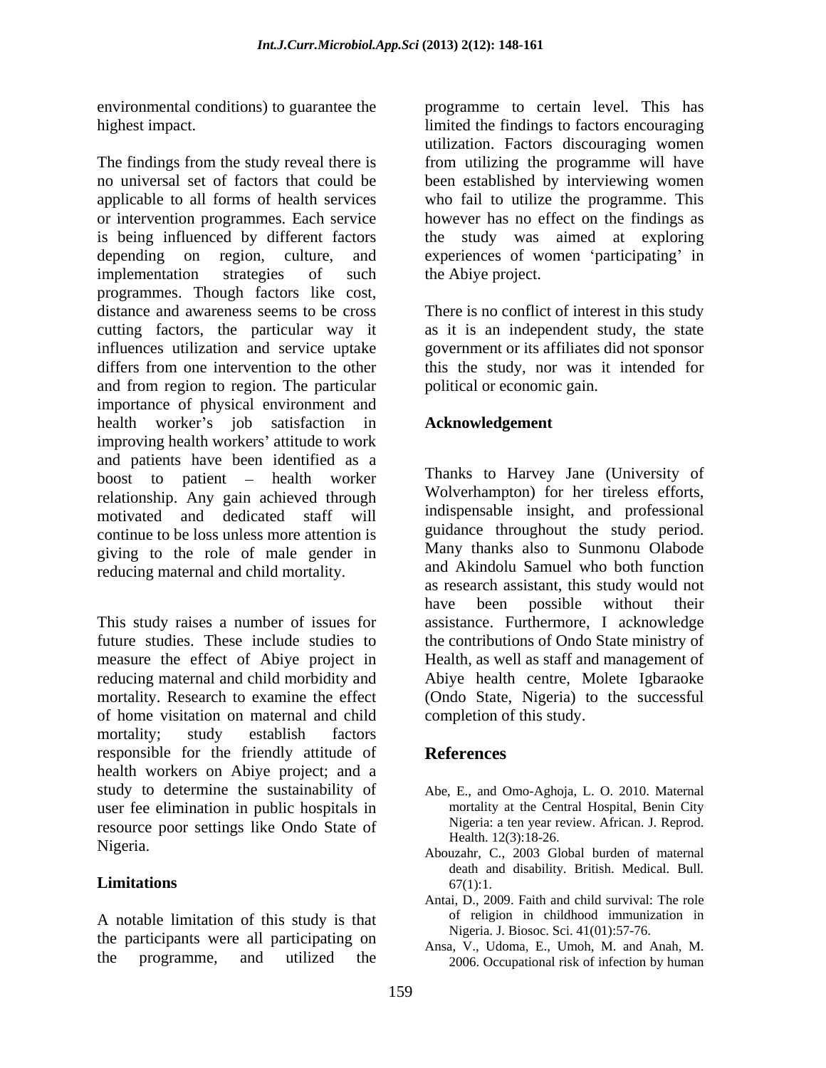environmental conditions) to guarantee the highest impact.

The findings from the study reveal there is no universal set of factors that could be applicable to all forms of health services or intervention programmes. Each service is being influenced by different factors depending on region, culture, and implementation strategies of such programmes. Though factors like cost, distance and awareness seems to be cross cutting factors, the particular way it influences utilization and service uptake differs from one intervention to the other and from region to region. The particular importance of physical environment and health worker's job satisfaction in improving health workers' attitude to work and patients have been identified as a boost to patient – health worker relationship. Any gain achieved through motivated and dedicated staff will continue to be loss unless more attention is giving to the role of male gender in reducing maternal and child mortality.

This study raises a number of issues for future studies. These include studies to measure the effect of Abiye project in reducing maternal and child morbidity and mortality. Research to examine the effect of home visitation on maternal and child mortality; study establish factors responsible for the friendly attitude of health workers on Abiye project; and a study to determine the sustainability of user fee elimination in public hospitals in resource poor settings like Ondo State of Nigeria.

## Limitations

A notable limitation of this study is that the participants were all participating on the programme, and utilized the programme to certain level. This has limited the findings to factors encouraging utilization. Factors discouraging women from utilizing the programme will have been established by interviewing women who fail to utilize the programme. This however has no effect on the findings as the study was aimed at exploring experiences of women 'participating' in the Abiye project.

There is no conflict of interest in this study as it is an independent study, the state government or its affiliates did not sponsor this the study, nor was it intended for political or economic gain.

## Acknowledgement

Thanks to Harvey Jane (University of Wolverhampton) for her tireless efforts, indispensable insight, and professional guidance throughout the study period. Many thanks also to Sunmonu Olabode and Akindolu Samuel who both function as research assistant, this study would not have been possible without their assistance. Furthermore, I acknowledge the contributions of Ondo State ministry of Health, as well as staff and management of Abiye health centre, Molete Igbaraoke (Ondo State, Nigeria) to the successful completion of this study.

## References

- Abe, E., and Omo-Aghoja, L. O. 2010. Maternal mortality at the Central Hospital, Benin City Nigeria: a ten year review. African. J. Reprod. Health. 12(3):18-26.
- Abouzahr, C., 2003 Global burden of maternal death and disability. British. Medical. Bull. 67(1):1.
- Antai, D., 2009. Faith and child survival: The role of religion in childhood immunization in Nigeria. J. Biosoc. Sci. 41(01):57-76.
- Ansa, V., Udoma, E., Umoh, M. and Anah, M. 2006. Occupational risk of infection by human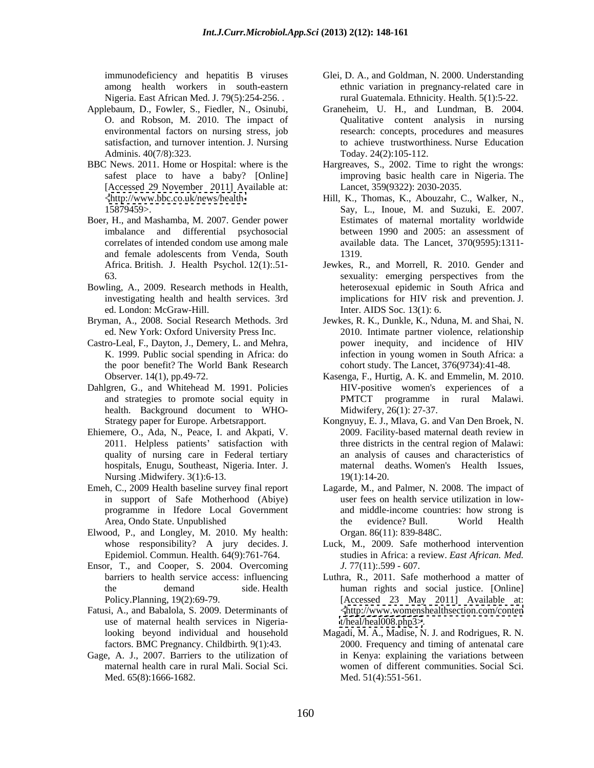immunodeficiency and hepatitis B viruses among health workers in south-eastern Nigeria. East African Med. J. 79(5):254-256. .

Applebaum, D., Fowler, S., Fiedler, N., Osinubi, O. and Robson, M. 2010. The impact of environmental factors on nursing stress, job satisfaction, and turnover intention. J. Nursing Adminis. 40(7/8):323.

BBC News. 2011. Home or Hospital: where is the safest place to have a baby? [Online] [Accessed 29 November 2011] Available at: <http://www.bbc.co.uk/news/health-15879459>.

Boer, H., and Mashamba, M. 2007. Gender power imbalance and differential psychosocial correlates of intended condom use among male and female adolescents from Venda, South Africa. British. J. Health Psychol. 12(1):.51-63.

Bowling, A., 2009. Research methods in Health, investigating health and health services. 3rd ed. London: McGraw-Hill.

Bryman, A., 2008. Social Research Methods. 3rd ed. New York: Oxford University Press Inc.

Castro-Leal, F., Dayton, J., Demery, L. and Mehra, K. 1999. Public social spending in Africa: do the poor benefit? The World Bank Research Observer. 14(1), pp.49-72.

Dahlgren, G., and Whitehead M. 1991. Policies and strategies to promote social equity in health. Background document to WHO-Strategy paper for Europe. Arbetsrapport.

Ehiemere, O., Ada, N., Peace, I. and Akpati, V. 2011. Helpless patients' satisfaction with quality of nursing care in Federal tertiary hospitals, Enugu, Southeast, Nigeria. Inter. J. Nursing .Midwifery. 3(1):6-13.

Emeh, C., 2009 Health baseline survey final report in support of Safe Motherhood (Abiye) programme in Ifedore Local Government Area, Ondo State. Unpublished

Elwood, P., and Longley, M. 2010. My health: whose responsibility? A jury decides. J. Epidemiol. Commun. Health. 64(9):761-764.

Ensor, T., and Cooper, S. 2004. Overcoming barriers to health service access: influencing the demand side. Health Policy.Planning, 19(2):69-79.

Fatusi, A., and Babalola, S. 2009. Determinants of use of maternal health services in Nigeria-looking beyond individual and household factors. BMC Pregnancy. Childbirth. 9(1):43.

Gage, A. J., 2007. Barriers to the utilization of maternal health care in rural Mali. Social Sci. Med. 65(8):1666-1682.

Glei, D. A., and Goldman, N. 2000. Understanding ethnic variation in pregnancy-related care in rural Guatemala. Ethnicity. Health. 5(1):5-22.

Graneheim, U. H., and Lundman, B. 2004. Qualitative content analysis in nursing research: concepts, procedures and measures to achieve trustworthiness. Nurse Education Today. 24(2):105-112.

Hargreaves, S., 2002. Time to right the wrongs: improving basic health care in Nigeria. The Lancet, 359(9322): 2030-2035.

Hill, K., Thomas, K., Abouzahr, C., Walker, N., Say, L., Inoue, M. and Suzuki, E. 2007. Estimates of maternal mortality worldwide between 1990 and 2005: an assessment of available data. The Lancet, 370(9595):1311-1319.

Jewkes, R., and Morrell, R. 2010. Gender and sexuality: emerging perspectives from the heterosexual epidemic in South Africa and implications for HIV risk and prevention. J. Inter. AIDS Soc. 13(1): 6.

Jewkes, R. K., Dunkle, K., Nduna, M. and Shai, N. 2010. Intimate partner violence, relationship power inequity, and incidence of HIV infection in young women in South Africa: a cohort study. The Lancet, 376(9734):41-48.

Kasenga, F., Hurtig, A. K. and Emmelin, M. 2010. HIV-positive women's experiences of a PMTCT programme in rural Malawi. Midwifery, 26(1): 27-37.

Kongnyuy, E. J., Mlava, G. and Van Den Broek, N. 2009. Facility-based maternal death review in three districts in the central region of Malawi: an analysis of causes and characteristics of maternal deaths. Women's Health Issues, 19(1):14-20.

Lagarde, M., and Palmer, N. 2008. The impact of user fees on health service utilization in low- and middle-income countries: how strong is the evidence? Bull. World Health Organ. 86(11): 839-848C.

Luck, M., 2009. Safe motherhood intervention studies in Africa: a review. *East African. Med. J.* 77(11):.599 - 607.

Luthra, R., 2011. Safe motherhood a matter of human rights and social justice. [Online] [Accessed 23 May 2011] Available at: <http://www.womenshealthsection.com/content/heal/heal008.php3>.

Magadi, M. A., Madise, N. J. and Rodrigues, R. N. 2000. Frequency and timing of antenatal care in Kenya: explaining the variations between women of different communities. Social Sci. Med. 51(4):551-561.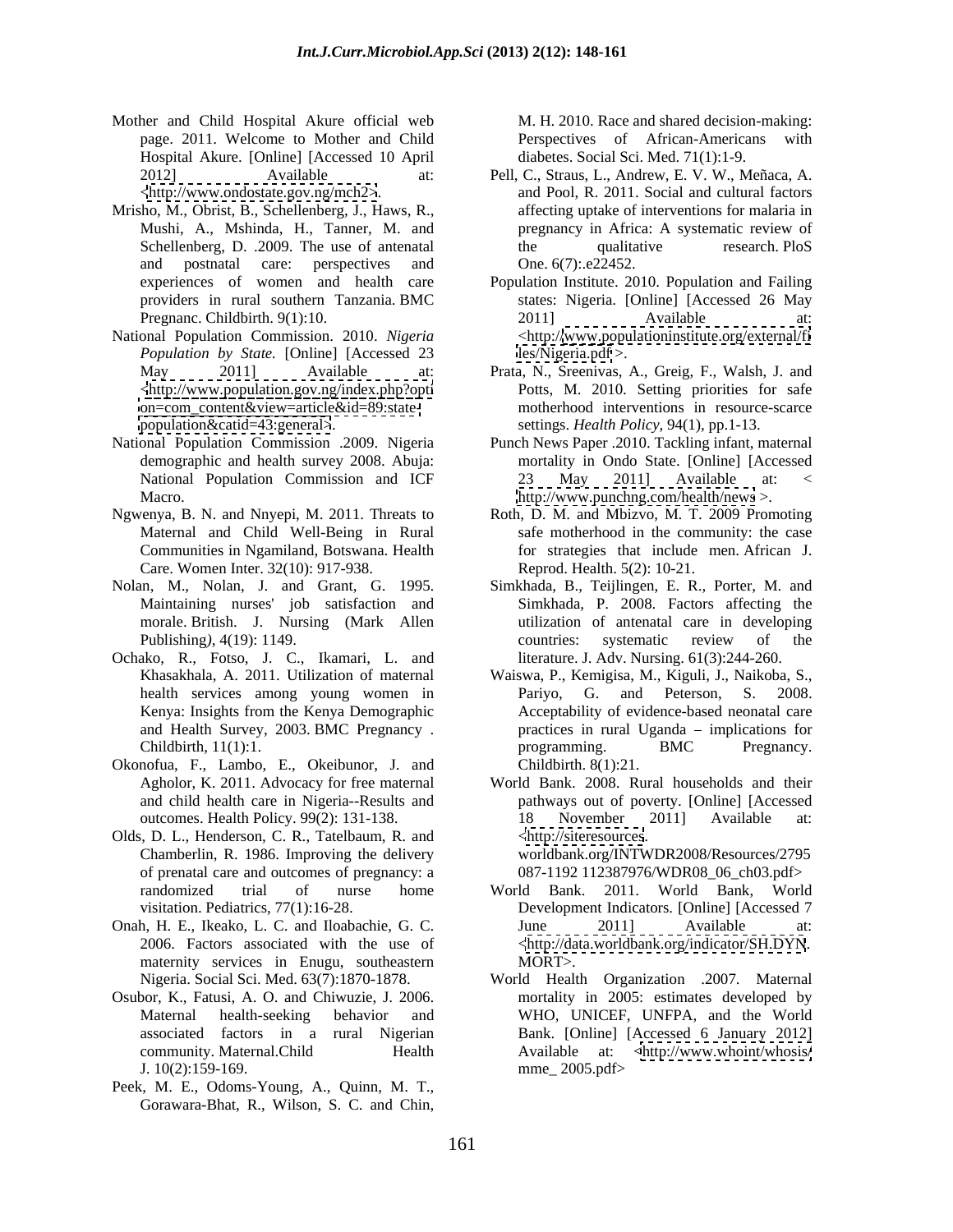Mother and Child Hospital Akure official web page. 2011. Welcome to Mother and Child Hospital Akure. [Online] [Accessed 10 April 2012] Available at: <http://www.ondostate.gov.ng/mch2>.

Mrisho, M., Obrist, B., Schellenberg, J., Haws, R., Mushi, A., Mshinda, H., Tanner, M. and Schellenberg, D. .2009. The use of antenatal and postnatal care: perspectives and experiences of women and health care providers in rural southern Tanzania. BMC Pregnanc. Childbirth. 9(1):10.

National Population Commission. 2010. *Nigeria Population by State.* [Online] [Accessed 23 May 2011] Available at: <http://www.population.gov.ng/index.php?option=com_content&view=article&id=89:state-population&catid=43:general>.

National Population Commission .2009. Nigeria demographic and health survey 2008. Abuja: National Population Commission and ICF Macro.

Ngwenya, B. N. and Nnyepi, M. 2011. Threats to Maternal and Child Well-Being in Rural Communities in Ngamiland, Botswana. Health Care. Women Inter. 32(10): 917-938.

Nolan, M., Nolan, J. and Grant, G. 1995. Maintaining nurses' job satisfaction and morale. British. J. Nursing (Mark Allen Publishing*)*, 4(19): 1149.

Ochako, R., Fotso, J. C., Ikamari, L. and Khasakhala, A. 2011. Utilization of maternal health services among young women in Kenya: Insights from the Kenya Demographic and Health Survey, 2003. BMC Pregnancy . Childbirth, 11(1):1.

Okonofua, F., Lambo, E., Okeibunor, J. and Agholor, K. 2011. Advocacy for free maternal and child health care in Nigeria--Results and outcomes. Health Policy. 99(2): 131-138.

Olds, D. L., Henderson, C. R., Tatelbaum, R. and Chamberlin, R. 1986. Improving the delivery of prenatal care and outcomes of pregnancy: a randomized trial of nurse home visitation. Pediatrics, 77(1):16-28.

Onah, H. E., Ikeako, L. C. and Iloabachie, G. C. 2006. Factors associated with the use of maternity services in Enugu, southeastern Nigeria. Social Sci. Med. 63(7):1870-1878.

Osubor, K., Fatusi, A. O. and Chiwuzie, J. 2006. Maternal health-seeking behavior and associated factors in a rural Nigerian community. Maternal.Child Health J. 10(2):159-169.

Peek, M. E., Odoms-Young, A., Quinn, M. T., Gorawara-Bhat, R., Wilson, S. C. and Chin, M. H. 2010. Race and shared decision-making: Perspectives of African-Americans with diabetes. Social Sci. Med. 71(1):1-9.

Pell, C., Straus, L., Andrew, E. V. W., Meñaca, A. and Pool, R. 2011. Social and cultural factors affecting uptake of interventions for malaria in pregnancy in Africa: A systematic review of the qualitative research. PloS One. 6(7):.e22452.

Population Institute. 2010. Population and Failing states: Nigeria. [Online] [Accessed 26 May 2011] Available at: <http://www.populationinstitute.org/external/files/Nigeria.pdf>.

Prata, N., Sreenivas, A., Greig, F., Walsh, J. and Potts, M. 2010. Setting priorities for safe motherhood interventions in resource-scarce settings. *Health Policy*, 94(1), pp.1-13.

Punch News Paper .2010. Tackling infant, maternal mortality in Ondo State. [Online] [Accessed 23 May 2011] Available at: < http://www.punchng.com/health/news >.

Roth, D. M. and Mbizvo, M. T. 2009 Promoting safe motherhood in the community: the case for strategies that include men. African J. Reprod. Health. 5(2): 10-21.

Simkhada, B., Teijlingen, E. R., Porter, M. and Simkhada, P. 2008. Factors affecting the utilization of antenatal care in developing countries: systematic review of the literature. J. Adv. Nursing. 61(3):244-260.

Waiswa, P., Kemigisa, M., Kiguli, J., Naikoba, S., Pariyo, G. and Peterson, S. 2008. Acceptability of evidence-based neonatal care practices in rural Uganda – implications for programming. BMC Pregnancy. Childbirth. 8(1):21.

World Bank. 2008. Rural households and their pathways out of poverty. [Online] [Accessed 18 November 2011] Available at: <http://siteresources.worldbank.org/INTWDR2008/Resources/2795087-1192 112387976/WDR08_06_ch03.pdf>

World Bank. 2011. World Bank, World Development Indicators. [Online] [Accessed 7 June 2011] Available at: <http://data.worldbank.org/indicator/SH.DYN.MORT>.

World Health Organization .2007. Maternal mortality in 2005: estimates developed by WHO, UNICEF, UNFPA, and the World Bank. [Online] [Accessed 6 January 2012] Available at: <http://www.whoint/whosis/mme_ 2005.pdf>